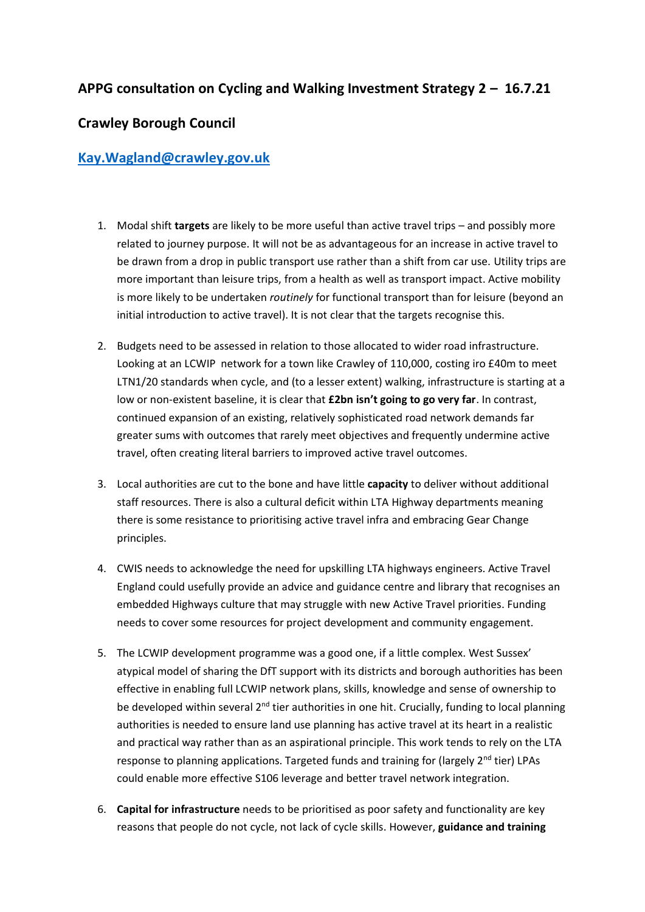## APPG consultation on Cycling and Walking Investment Strategy 2 – 16.7.21

## Crawley Borough Council

## [Kay.Wagland@crawley.gov.uk](mailto:Kay.Wagland@crawley.gov.uk)

1. Modal shift **targets** are likely to be more useful than active travel trips – and possibly more related to journey purpose. It will not be as advantageous for an increase in active travel to be drawn from a drop in public transport use rather than a shift from car use. Utility trips are more important than leisure trips, from a health as well as transport impact. Active mobility is more likely to be undertaken *routinely* for functional transport than for leisure (beyond an initial introduction to active travel). It is not clear that the targets recognise this.

2. Budgets need to be assessed in relation to those allocated to wider road infrastructure. Looking at an LCWIP network for a town like Crawley of 110,000, costing iro £40m to meet LTN1/20 standards when cycle, and (to a lesser extent) walking, infrastructure is starting at a low or non-existent baseline, it is clear that **£2bn isn't going to go very far**. In contrast, continued expansion of an existing, relatively sophisticated road network demands far greater sums with outcomes that rarely meet objectives and frequently undermine active travel, often creating literal barriers to improved active travel outcomes.

3. Local authorities are cut to the bone and have little **capacity** to deliver without additional staff resources. There is also a cultural deficit within LTA Highway departments meaning there is some resistance to prioritising active travel infra and embracing Gear Change principles.

4. CWIS needs to acknowledge the need for upskilling LTA highways engineers. Active Travel England could usefully provide an advice and guidance centre and library that recognises an embedded Highways culture that may struggle with new Active Travel priorities. Funding needs to cover some resources for project development and community engagement.

5. The LCWIP development programme was a good one, if a little complex. West Sussex' atypical model of sharing the DfT support with its districts and borough authorities has been effective in enabling full LCWIP network plans, skills, knowledge and sense of ownership to be developed within several 2nd tier authorities in one hit. Crucially, funding to local planning authorities is needed to ensure land use planning has active travel at its heart in a realistic and practical way rather than as an aspirational principle. This work tends to rely on the LTA response to planning applications. Targeted funds and training for (largely 2nd tier) LPAs could enable more effective S106 leverage and better travel network integration.

6. **Capital for infrastructure** needs to be prioritised as poor safety and functionality are key reasons that people do not cycle, not lack of cycle skills. However, **guidance and training**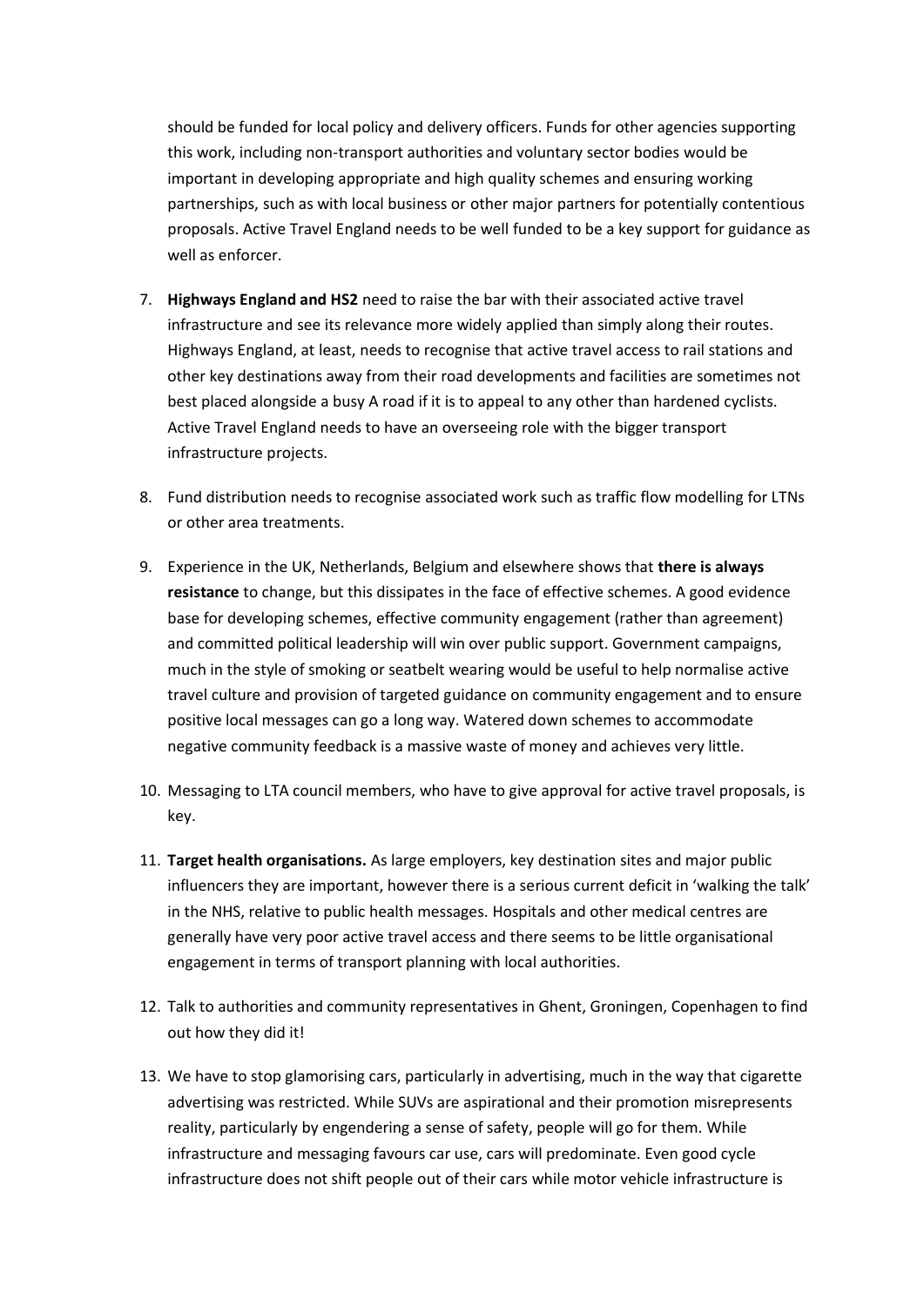should be funded for local policy and delivery officers. Funds for other agencies supporting this work, including non-transport authorities and voluntary sector bodies would be important in developing appropriate and high quality schemes and ensuring working partnerships, such as with local business or other major partners for potentially contentious proposals. Active Travel England needs to be well funded to be a key support for guidance as well as enforcer.

7. **Highways England and HS2** need to raise the bar with their associated active travel infrastructure and see its relevance more widely applied than simply along their routes. Highways England, at least, needs to recognise that active travel access to rail stations and other key destinations away from their road developments and facilities are sometimes not best placed alongside a busy A road if it is to appeal to any other than hardened cyclists. Active Travel England needs to have an overseeing role with the bigger transport infrastructure projects.

8. Fund distribution needs to recognise associated work such as traffic flow modelling for LTNs or other area treatments.

9. Experience in the UK, Netherlands, Belgium and elsewhere shows that **there is always resistance** to change, but this dissipates in the face of effective schemes. A good evidence base for developing schemes, effective community engagement (rather than agreement) and committed political leadership will win over public support. Government campaigns, much in the style of smoking or seatbelt wearing would be useful to help normalise active travel culture and provision of targeted guidance on community engagement and to ensure positive local messages can go a long way. Watered down schemes to accommodate negative community feedback is a massive waste of money and achieves very little.

10. Messaging to LTA council members, who have to give approval for active travel proposals, is key.

11. **Target health organisations.** As large employers, key destination sites and major public influencers they are important, however there is a serious current deficit in 'walking the talk' in the NHS, relative to public health messages. Hospitals and other medical centres are generally have very poor active travel access and there seems to be little organisational engagement in terms of transport planning with local authorities.

12. Talk to authorities and community representatives in Ghent, Groningen, Copenhagen to find out how they did it!

13. We have to stop glamorising cars, particularly in advertising, much in the way that cigarette advertising was restricted. While SUVs are aspirational and their promotion misrepresents reality, particularly by engendering a sense of safety, people will go for them. While infrastructure and messaging favours car use, cars will predominate. Even good cycle infrastructure does not shift people out of their cars while motor vehicle infrastructure is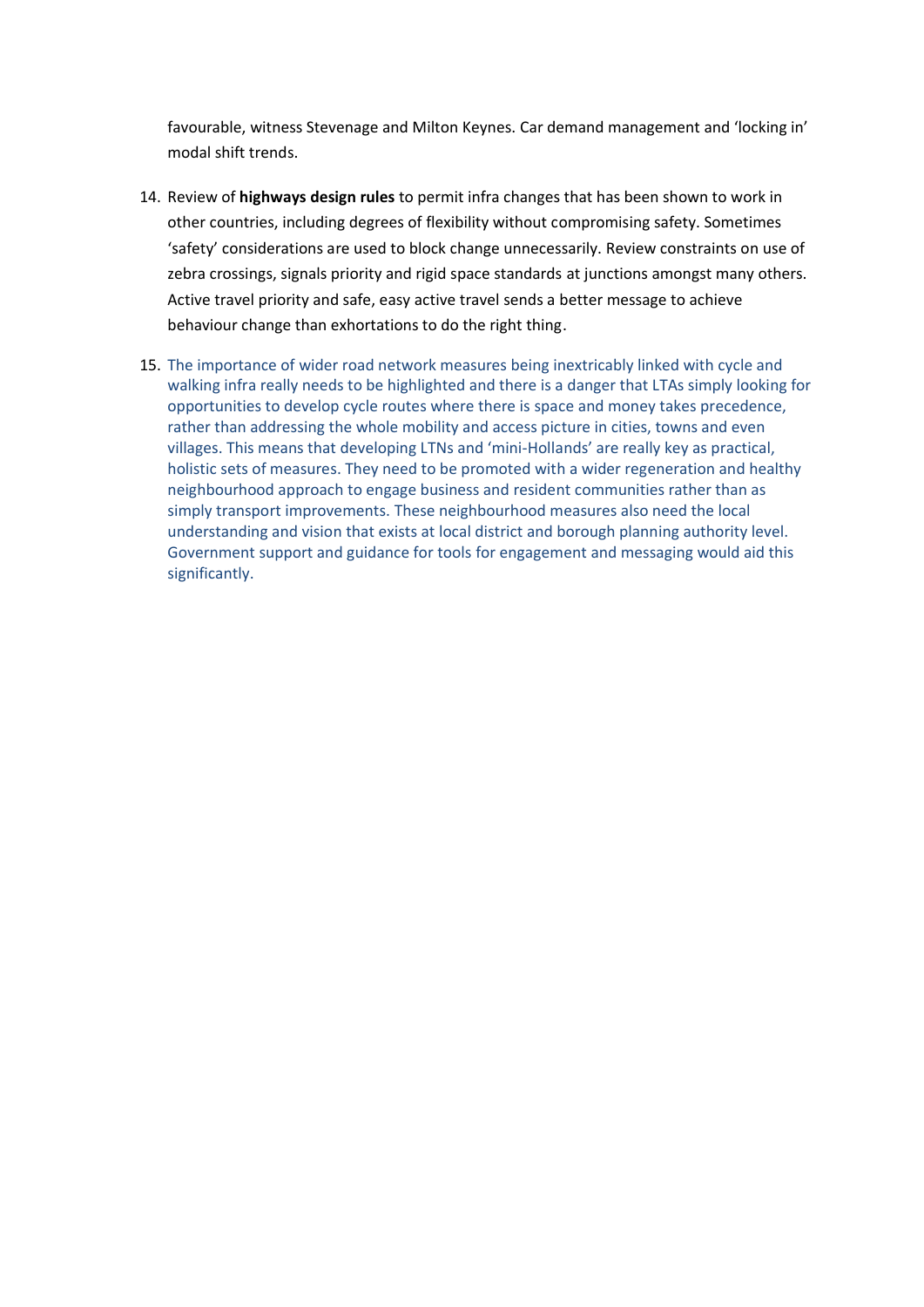favourable, witness Stevenage and Milton Keynes. Car demand management and 'locking in' modal shift trends.

14. Review of **highways design rules** to permit infra changes that has been shown to work in other countries, including degrees of flexibility without compromising safety. Sometimes 'safety' considerations are used to block change unnecessarily. Review constraints on use of zebra crossings, signals priority and rigid space standards at junctions amongst many others. Active travel priority and safe, easy active travel sends a better message to achieve behaviour change than exhortations to do the right thing.

15. The importance of wider road network measures being inextricably linked with cycle and walking infra really needs to be highlighted and there is a danger that LTAs simply looking for opportunities to develop cycle routes where there is space and money takes precedence, rather than addressing the whole mobility and access picture in cities, towns and even villages. This means that developing LTNs and 'mini-Hollands' are really key as practical, holistic sets of measures. They need to be promoted with a wider regeneration and healthy neighbourhood approach to engage business and resident communities rather than as simply transport improvements. These neighbourhood measures also need the local understanding and vision that exists at local district and borough planning authority level. Government support and guidance for tools for engagement and messaging would aid this significantly.